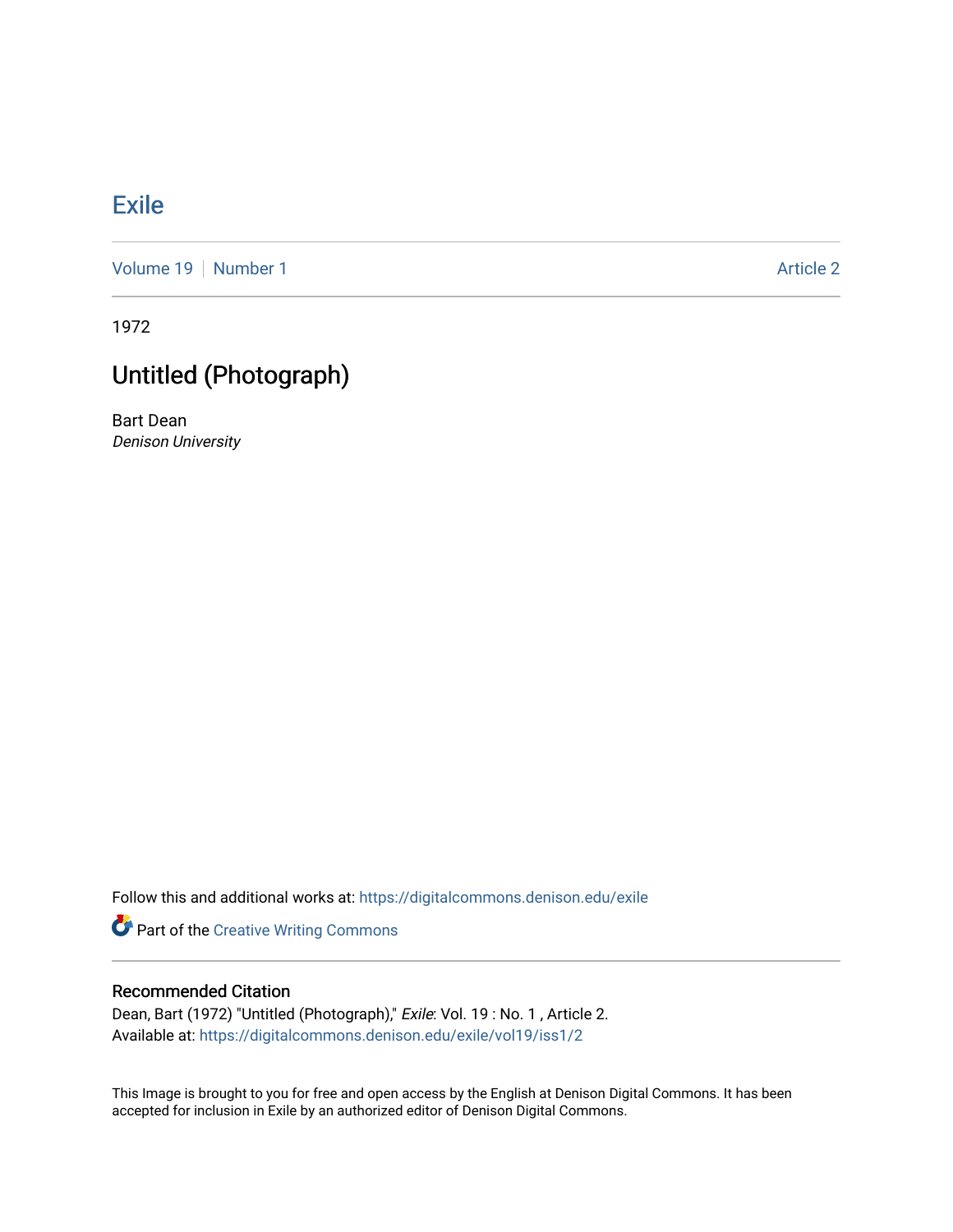# Exile

Volume 19 | Number 1 | Article 2

1972

## Untitled (Photograph)

Bart Dean
*Denison University*

Follow this and additional works at: https://digitalcommons.denison.edu/exile

Part of the Creative Writing Commons

### Recommended Citation

Dean, Bart (1972) "Untitled (Photograph)," *Exile*: Vol. 19 : No. 1 , Article 2.
Available at: https://digitalcommons.denison.edu/exile/vol19/iss1/2

This Image is brought to you for free and open access by the English at Denison Digital Commons. It has been accepted for inclusion in Exile by an authorized editor of Denison Digital Commons.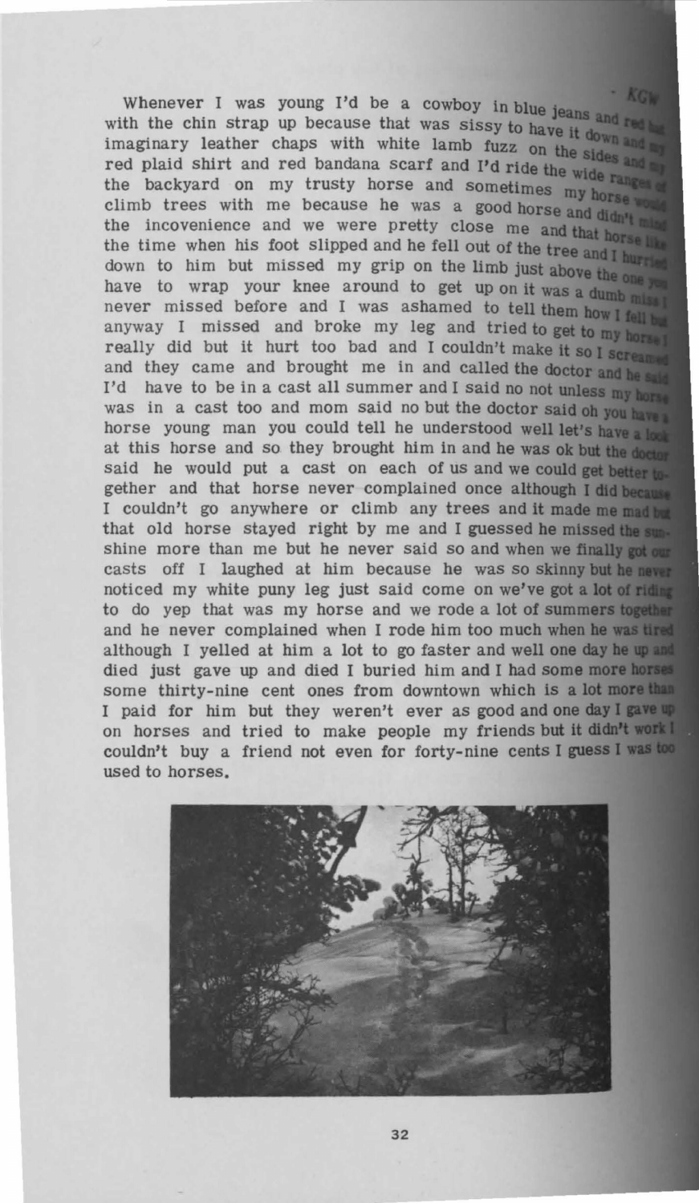- KGW

Whenever I was young I'd be a cowboy in blue jeans and red hat with the chin strap up because that was sissy to have it down and my imaginary leather chaps with white lamb fuzz on the sides and my red plaid shirt and red bandana scarf and I'd ride the wide ranges of the backyard on my trusty horse and sometimes my horse would climb trees with me because he was a good horse and didn't mind the incovenience and we were pretty close me and that horse like the time when his foot slipped and he fell out of the tree and I hurried down to him but missed my grip on the limb just above the one you have to wrap your knee around to get up on it was a dumb miss I never missed before and I was ashamed to tell them how I fell but anyway I missed and broke my leg and tried to get to my horse I really did but it hurt too bad and I couldn't make it so I screamed and they came and brought me in and called the doctor and he said I'd have to be in a cast all summer and I said no not unless my horse was in a cast too and mom said no but the doctor said oh you have a horse young man you could tell he understood well let's have a look at this horse and so they brought him in and he was ok but the doctor said he would put a cast on each of us and we could get better together and that horse never complained once although I did because I couldn't go anywhere or climb any trees and it made me mad but that old horse stayed right by me and I guessed he missed the sunshine more than me but he never said so and when we finally got our casts off I laughed at him because he was so skinny but he never noticed my white puny leg just said come on we've got a lot of riding to do yep that was my horse and we rode a lot of summers together and he never complained when I rode him too much when he was tired although I yelled at him a lot to go faster and well one day he up and died just gave up and died I buried him and I had some more horses some thirty-nine cent ones from downtown which is a lot more than I paid for him but they weren't ever as good and one day I gave up on horses and tried to make people my friends but it didn't work I couldn't buy a friend not even for forty-nine cents I guess I was too used to horses.